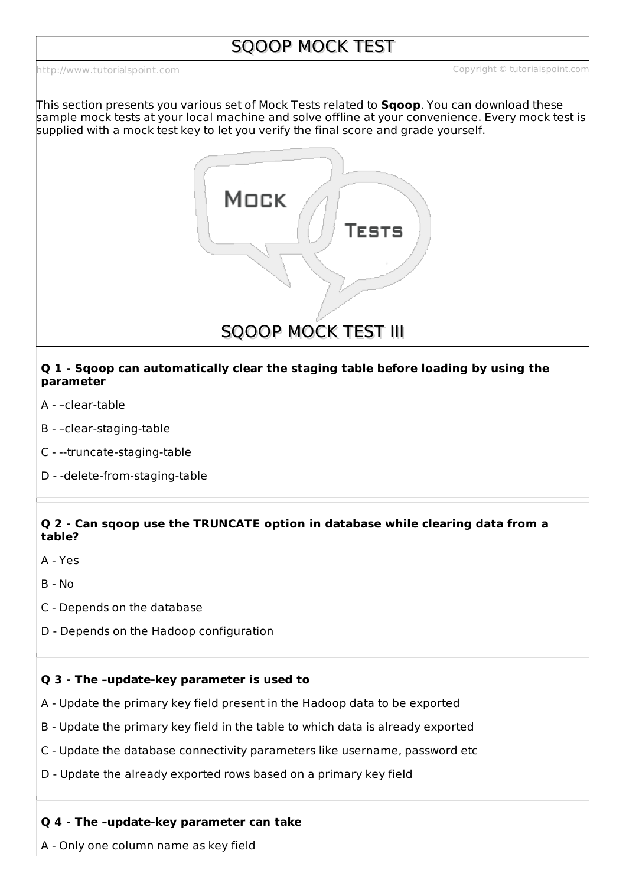# SQOOP MOCK TEST

This section presents you various set of Mock Tests related to **Sqoop**. You can download these sample mock tests at your local machine and solve offline at your convenience. Every mock test is supplied with a mock test key to let you verify the final score and grade yourself.

## SQOOP MOCK TEST III

**Q 1 - Sqoop can automatically clear the staging table before loading by using the parameter**

A - –clear-table

B - –clear-staging-table

C - --truncate-staging-table

D - -delete-from-staging-table

**Q 2 - Can sqoop use the TRUNCATE option in database while clearing data from a table?**

A - Yes

B - No

C - Depends on the database

D - Depends on the Hadoop configuration

**Q 3 - The –update-key parameter is used to**

A - Update the primary key field present in the Hadoop data to be exported

B - Update the primary key field in the table to which data is already exported

C - Update the database connectivity parameters like username, password etc

D - Update the already exported rows based on a primary key field

**Q 4 - The –update-key parameter can take**

A - Only one column name as key field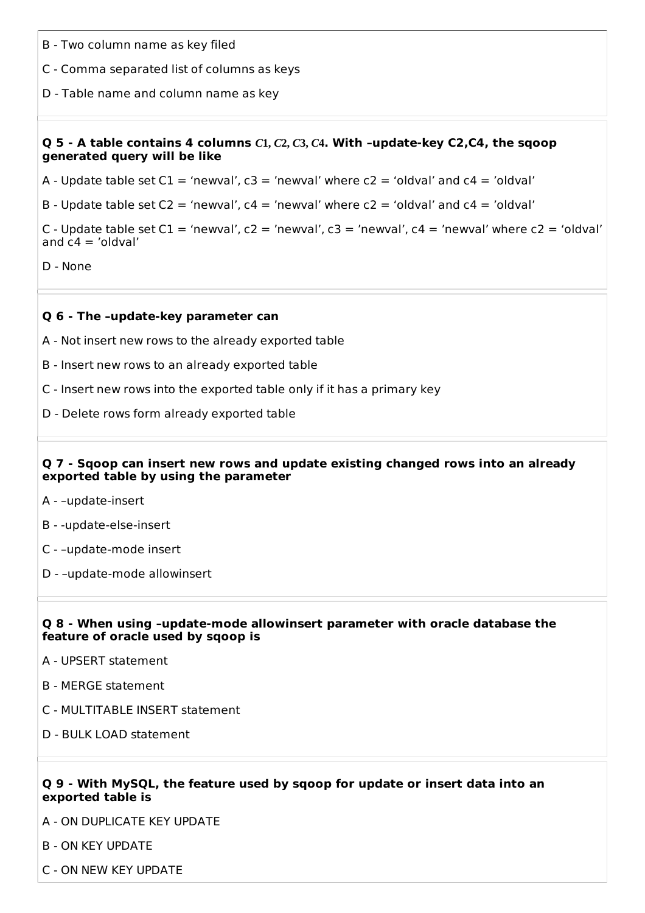B - Two column name as key filed

C - Comma separated list of columns as keys

D - Table name and column name as key

**Q 5 - A table contains 4 columns $C1, C2, C3, C4$. With –update-key C2,C4, the sqoop generated query will be like**

A - Update table set C1 = ‘newval’, c3 = ’newval’ where c2 = ‘oldval’ and c4 = ’oldval’

B - Update table set C2 = ‘newval’, c4 = ’newval’ where c2 = ‘oldval’ and c4 = ’oldval’

C - Update table set C1 = ‘newval’, c2 = ’newval’, c3 = ’newval’, c4 = ’newval’ where c2 = ‘oldval’ and c4 = ’oldval’

D - None

**Q 6 - The –update-key parameter can**

A - Not insert new rows to the already exported table

B - Insert new rows to an already exported table

C - Insert new rows into the exported table only if it has a primary key

D - Delete rows form already exported table

**Q 7 - Sqoop can insert new rows and update existing changed rows into an already exported table by using the parameter**

A - –update-insert

B - -update-else-insert

C - –update-mode insert

D - –update-mode allowinsert

**Q 8 - When using –update-mode allowinsert parameter with oracle database the feature of oracle used by sqoop is**

A - UPSERT statement

B - MERGE statement

C - MULTITABLE INSERT statement

D - BULK LOAD statement

**Q 9 - With MySQL, the feature used by sqoop for update or insert data into an exported table is**

A - ON DUPLICATE KEY UPDATE

B - ON KEY UPDATE

C - ON NEW KEY UPDATE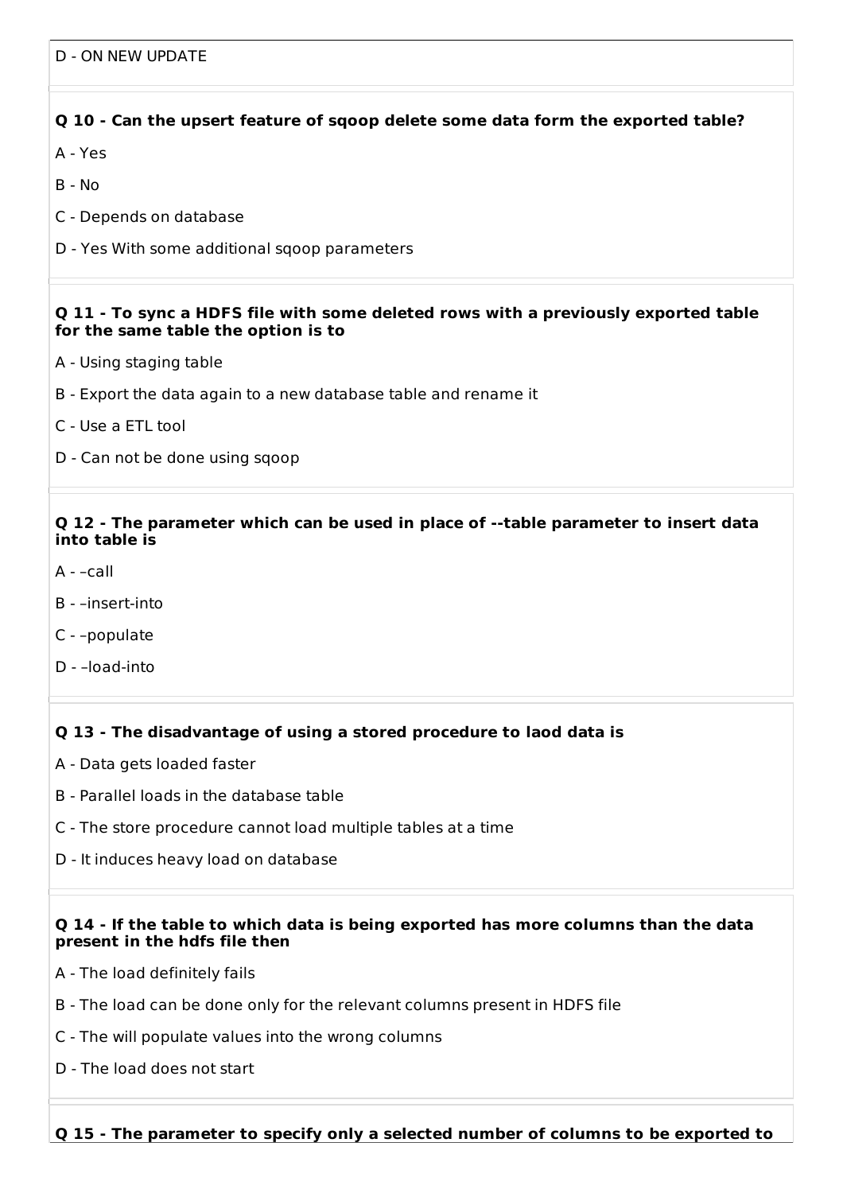D - ON NEW UPDATE

**Q 10 - Can the upsert feature of sqoop delete some data form the exported table?**

A - Yes

B - No

C - Depends on database

D - Yes With some additional sqoop parameters

**Q 11 - To sync a HDFS file with some deleted rows with a previously exported table for the same table the option is to**

A - Using staging table

B - Export the data again to a new database table and rename it

C - Use a ETL tool

D - Can not be done using sqoop

**Q 12 - The parameter which can be used in place of --table parameter to insert data into table is**

A - –call

B - –insert-into

C - –populate

D - –load-into

**Q 13 - The disadvantage of using a stored procedure to laod data is**

A - Data gets loaded faster

B - Parallel loads in the database table

C - The store procedure cannot load multiple tables at a time

D - It induces heavy load on database

**Q 14 - If the table to which data is being exported has more columns than the data present in the hdfs file then**

A - The load definitely fails

B - The load can be done only for the relevant columns present in HDFS file

C - The will populate values into the wrong columns

D - The load does not start

**Q 15 - The parameter to specify only a selected number of columns to be exported to**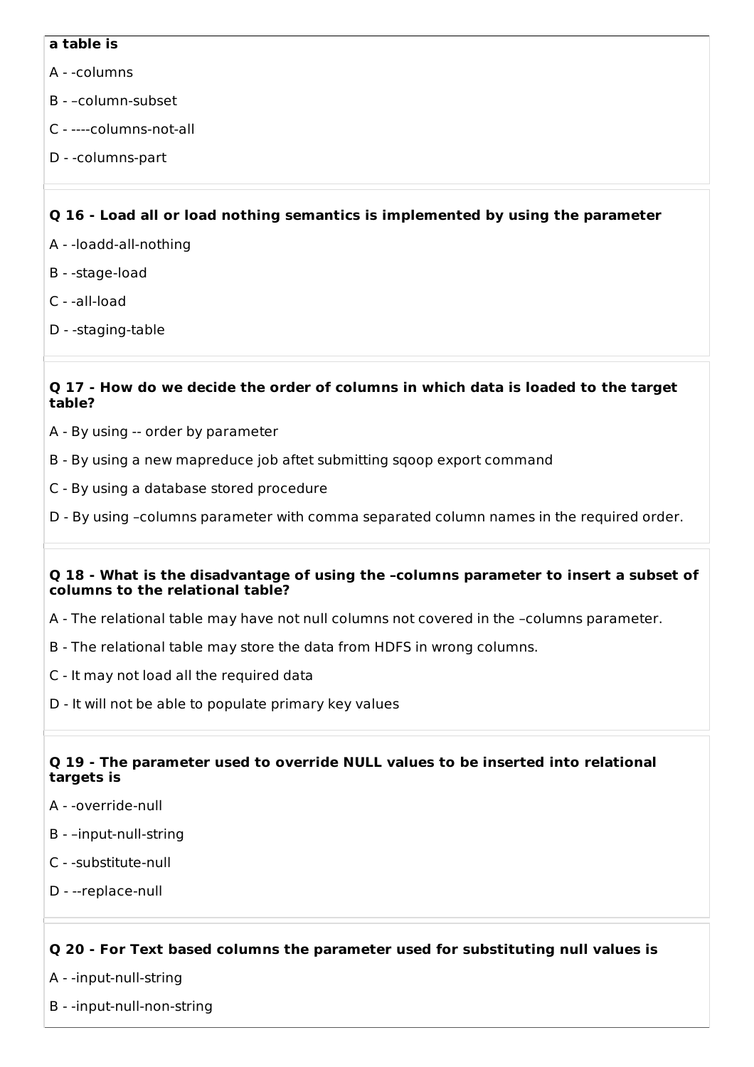**a table is**

A - -columns

B - –column-subset

C - ----columns-not-all

D - -columns-part

**Q 16 - Load all or load nothing semantics is implemented by using the parameter**

A - -loadd-all-nothing

B - -stage-load

C - -all-load

D - -staging-table

**Q 17 - How do we decide the order of columns in which data is loaded to the target table?**

A - By using -- order by parameter

B - By using a new mapreduce job aftet submitting sqoop export command

C - By using a database stored procedure

D - By using –columns parameter with comma separated column names in the required order.

**Q 18 - What is the disadvantage of using the –columns parameter to insert a subset of columns to the relational table?**

A - The relational table may have not null columns not covered in the –columns parameter.

B - The relational table may store the data from HDFS in wrong columns.

C - It may not load all the required data

D - It will not be able to populate primary key values

**Q 19 - The parameter used to override NULL values to be inserted into relational targets is**

A - -override-null

B - –input-null-string

C - -substitute-null

D - --replace-null

**Q 20 - For Text based columns the parameter used for substituting null values is**

A - -input-null-string

B - -input-null-non-string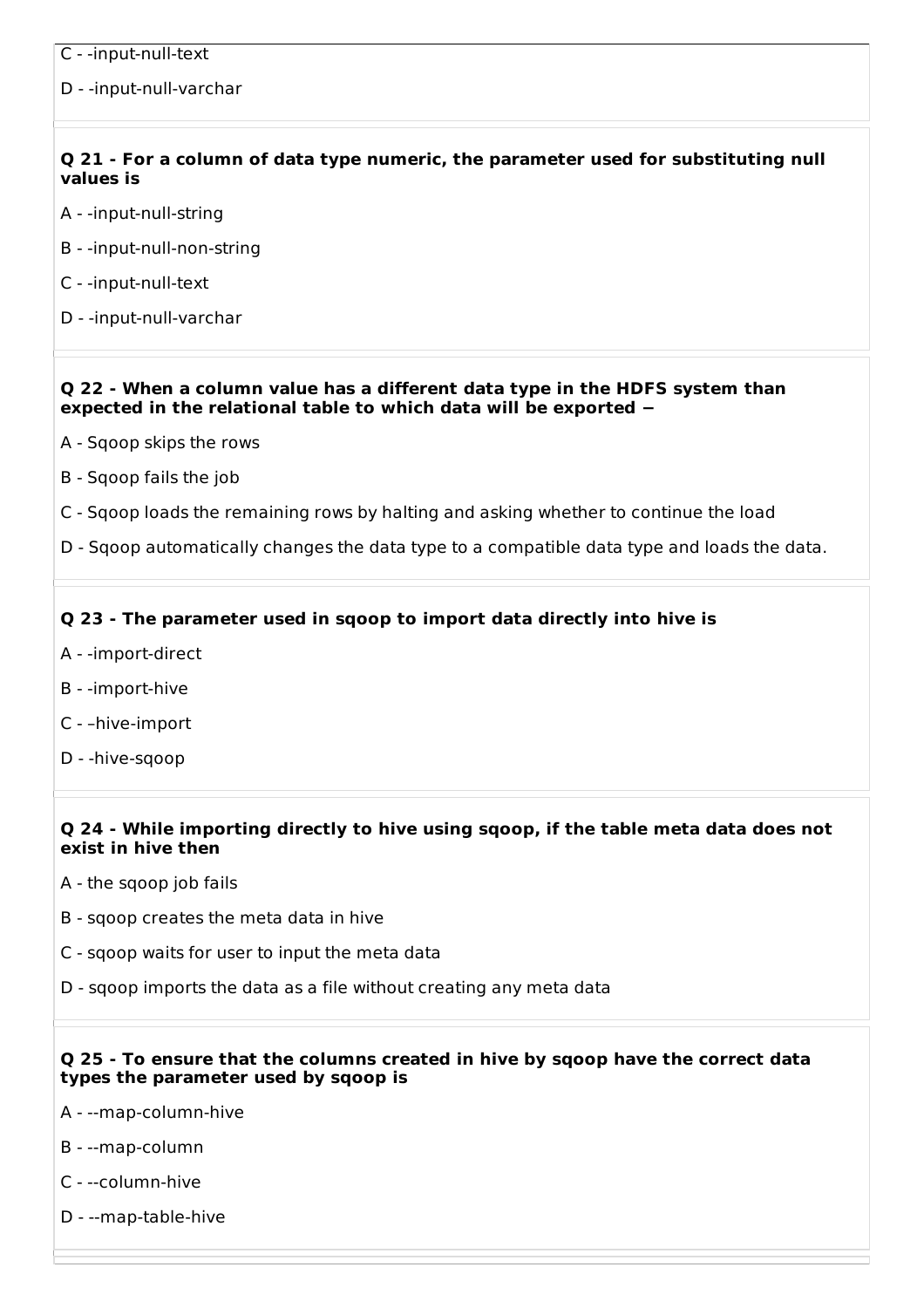C - -input-null-text

D - -input-null-varchar

**Q 21 - For a column of data type numeric, the parameter used for substituting null values is**

A - -input-null-string

B - -input-null-non-string

C - -input-null-text

D - -input-null-varchar

**Q 22 - When a column value has a different data type in the HDFS system than expected in the relational table to which data will be exported −**

A - Sqoop skips the rows

B - Sqoop fails the job

C - Sqoop loads the remaining rows by halting and asking whether to continue the load

D - Sqoop automatically changes the data type to a compatible data type and loads the data.

**Q 23 - The parameter used in sqoop to import data directly into hive is**

A - -import-direct

B - -import-hive

C - –hive-import

D - -hive-sqoop

**Q 24 - While importing directly to hive using sqoop, if the table meta data does not exist in hive then**

A - the sqoop job fails

B - sqoop creates the meta data in hive

C - sqoop waits for user to input the meta data

D - sqoop imports the data as a file without creating any meta data

**Q 25 - To ensure that the columns created in hive by sqoop have the correct data types the parameter used by sqoop is**

A - --map-column-hive

B - --map-column

C - --column-hive

D - --map-table-hive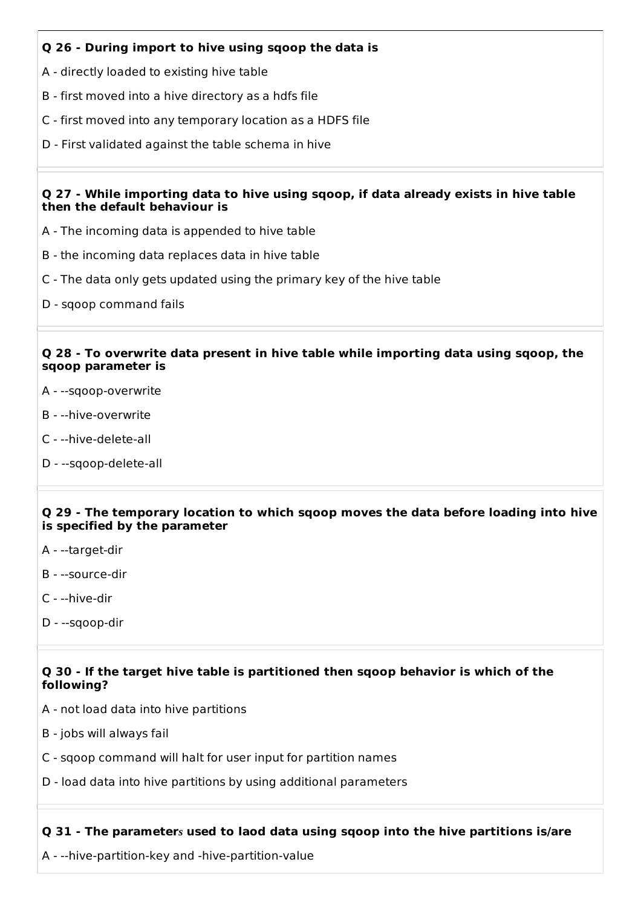**Q 26 - During import to hive using sqoop the data is**

A - directly loaded to existing hive table

B - first moved into a hive directory as a hdfs file

C - first moved into any temporary location as a HDFS file

D - First validated against the table schema in hive

**Q 27 - While importing data to hive using sqoop, if data already exists in hive table then the default behaviour is**

A - The incoming data is appended to hive table

B - the incoming data replaces data in hive table

C - The data only gets updated using the primary key of the hive table

D - sqoop command fails

**Q 28 - To overwrite data present in hive table while importing data using sqoop, the sqoop parameter is**

A - --sqoop-overwrite

B - --hive-overwrite

C - --hive-delete-all

D - --sqoop-delete-all

**Q 29 - The temporary location to which sqoop moves the data before loading into hive is specified by the parameter**

A - --target-dir

B - --source-dir

C - --hive-dir

D - --sqoop-dir

**Q 30 - If the target hive table is partitioned then sqoop behavior is which of the following?**

A - not load data into hive partitions

B - jobs will always fail

C - sqoop command will halt for user input for partition names

D - load data into hive partitions by using additional parameters

**Q 31 - The parameters used to laod data using sqoop into the hive partitions is/are**

A - --hive-partition-key and -hive-partition-value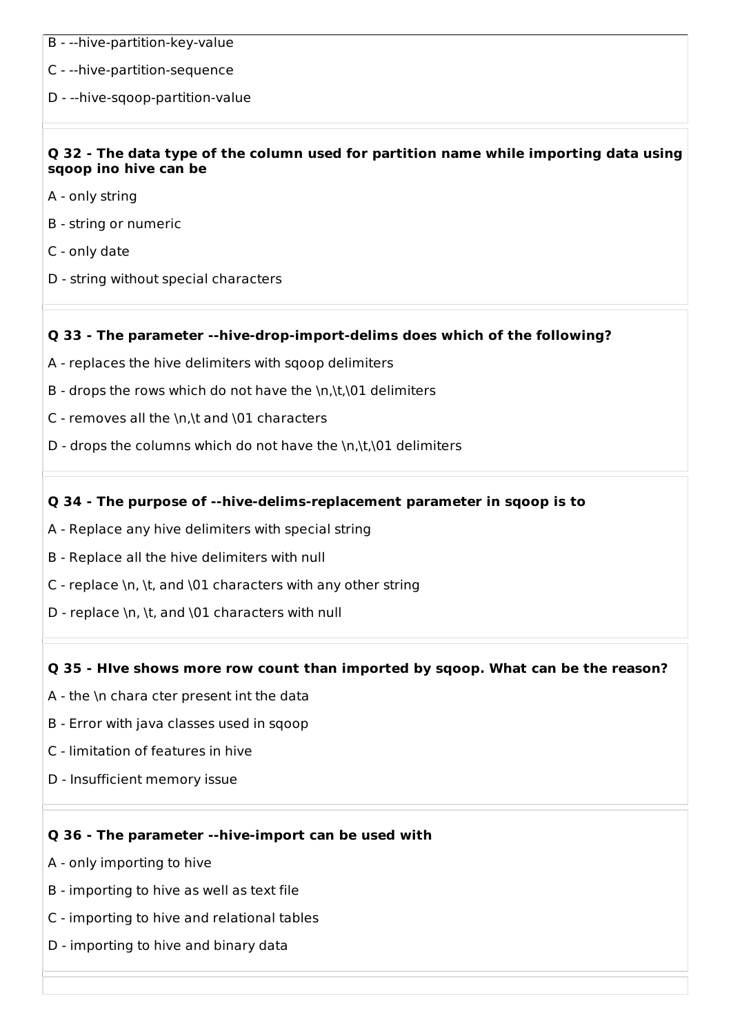B - --hive-partition-key-value

C - --hive-partition-sequence

D - --hive-sqoop-partition-value

**Q 32 - The data type of the column used for partition name while importing data using sqoop ino hive can be**

A - only string

B - string or numeric

C - only date

D - string without special characters

**Q 33 - The parameter --hive-drop-import-delims does which of the following?**

A - replaces the hive delimiters with sqoop delimiters

B - drops the rows which do not have the \n,\t,\01 delimiters

C - removes all the \n,\t and \01 characters

D - drops the columns which do not have the \n,\t,\01 delimiters

**Q 34 - The purpose of --hive-delims-replacement parameter in sqoop is to**

A - Replace any hive delimiters with special string

B - Replace all the hive delimiters with null

C - replace \n, \t, and \01 characters with any other string

D - replace \n, \t, and \01 characters with null

**Q 35 - HIve shows more row count than imported by sqoop. What can be the reason?**

A - the \n chara cter present int the data

B - Error with java classes used in sqoop

C - limitation of features in hive

D - Insufficient memory issue

**Q 36 - The parameter --hive-import can be used with**

A - only importing to hive

B - importing to hive as well as text file

C - importing to hive and relational tables

D - importing to hive and binary data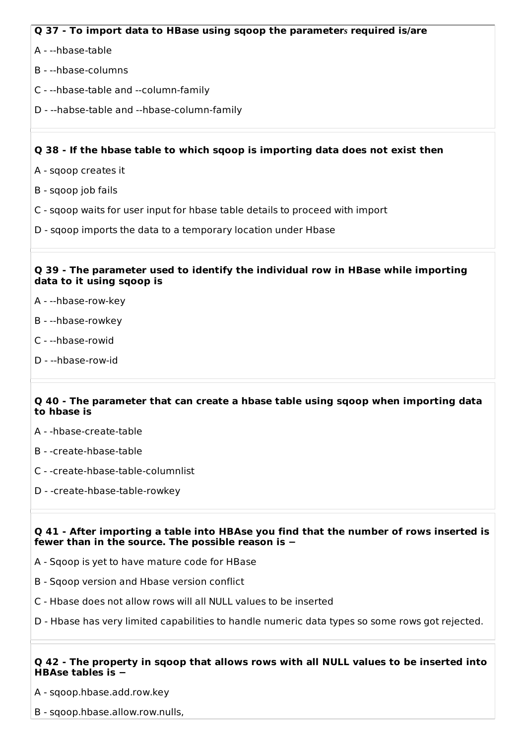**Q 37 - To import data to HBase using sqoop the parameters required is/are**

A - --hbase-table

B - --hbase-columns

C - --hbase-table and --column-family

D - --habse-table and --hbase-column-family

**Q 38 - If the hbase table to which sqoop is importing data does not exist then**

A - sqoop creates it

B - sqoop job fails

C - sqoop waits for user input for hbase table details to proceed with import

D - sqoop imports the data to a temporary location under Hbase

**Q 39 - The parameter used to identify the individual row in HBase while importing data to it using sqoop is**

A - --hbase-row-key

B - --hbase-rowkey

C - --hbase-rowid

D - --hbase-row-id

**Q 40 - The parameter that can create a hbase table using sqoop when importing data to hbase is**

A - -hbase-create-table

B - -create-hbase-table

C - -create-hbase-table-columnlist

D - -create-hbase-table-rowkey

**Q 41 - After importing a table into HBAse you find that the number of rows inserted is fewer than in the source. The possible reason is −**

A - Sqoop is yet to have mature code for HBase

B - Sqoop version and Hbase version conflict

C - Hbase does not allow rows will all NULL values to be inserted

D - Hbase has very limited capabilities to handle numeric data types so some rows got rejected.

**Q 42 - The property in sqoop that allows rows with all NULL values to be inserted into HBAse tables is −**

A - sqoop.hbase.add.row.key

B - sqoop.hbase.allow.row.nulls,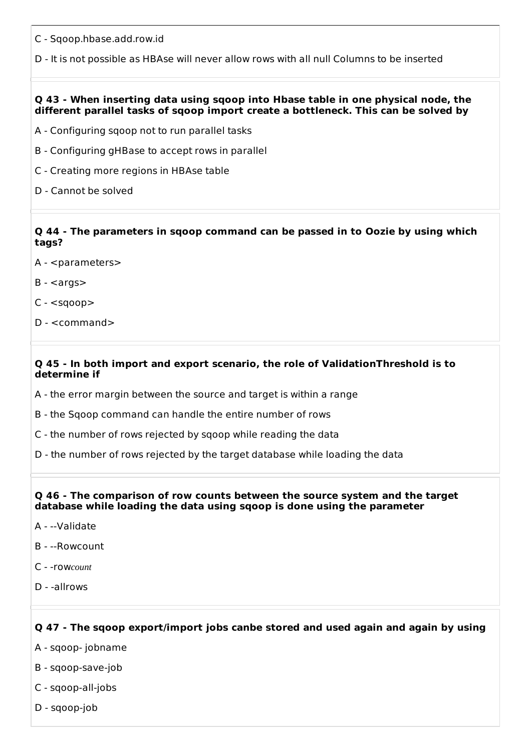C - Sqoop.hbase.add.row.id

D - It is not possible as HBAse will never allow rows with all null Columns to be inserted

**Q 43 - When inserting data using sqoop into Hbase table in one physical node, the different parallel tasks of sqoop import create a bottleneck. This can be solved by**

A - Configuring sqoop not to run parallel tasks

B - Configuring gHBase to accept rows in parallel

C - Creating more regions in HBAse table

D - Cannot be solved

**Q 44 - The parameters in sqoop command can be passed in to Oozie by using which tags?**

A - <parameters>

B - <args>

C - <sqoop>

D - <command>

**Q 45 - In both import and export scenario, the role of ValidationThreshold is to determine if**

A - the error margin between the source and target is within a range

B - the Sqoop command can handle the entire number of rows

C - the number of rows rejected by sqoop while reading the data

D - the number of rows rejected by the target database while loading the data

**Q 46 - The comparison of row counts between the source system and the target database while loading the data using sqoop is done using the parameter**

A - --Validate

B - --Rowcount

C - -row*count*

D - -allrows

**Q 47 - The sqoop export/import jobs canbe stored and used again and again by using**

A - sqoop- jobname

B - sqoop-save-job

C - sqoop-all-jobs

D - sqoop-job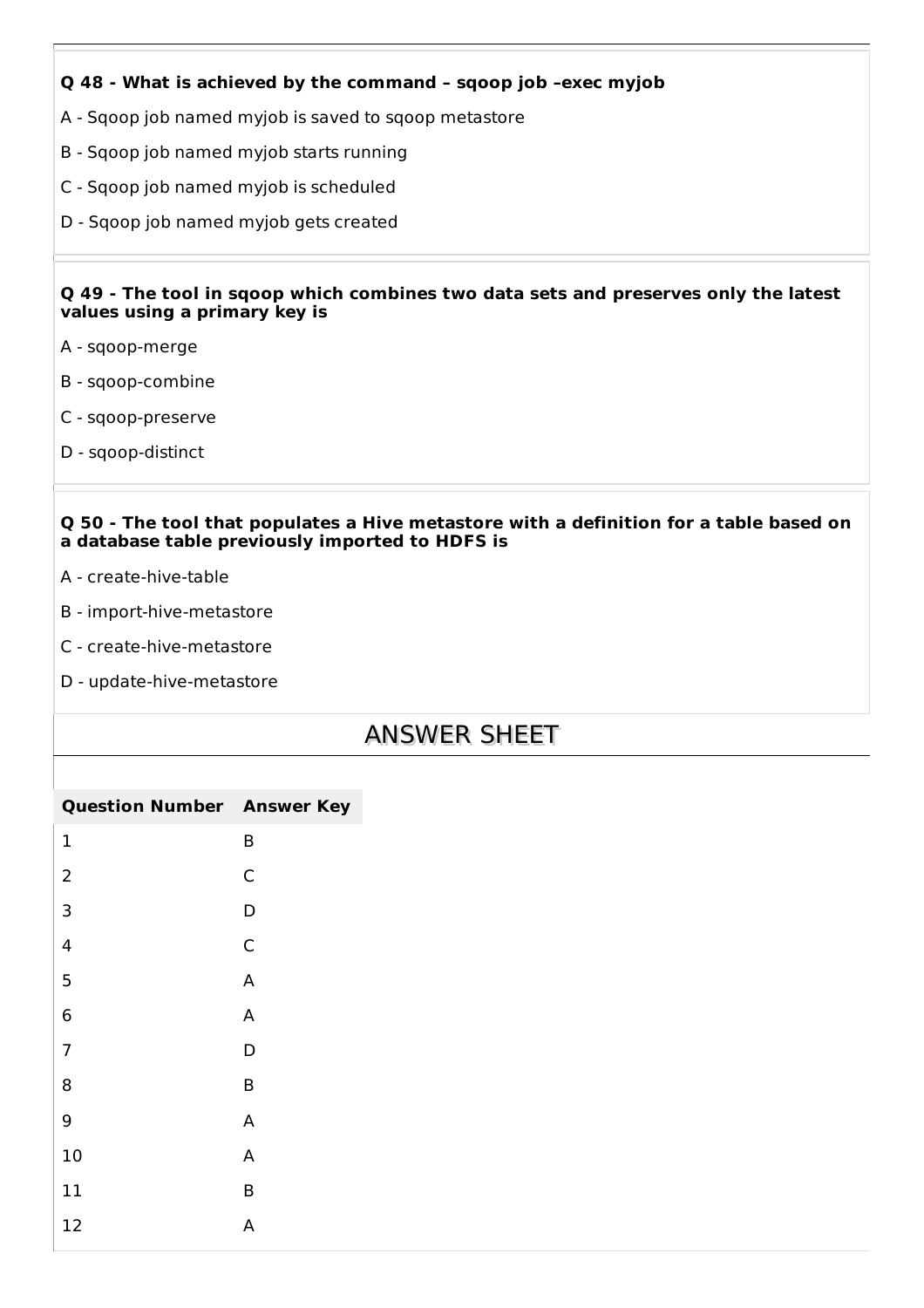**Q 48 - What is achieved by the command – sqoop job –exec myjob**

A - Sqoop job named myjob is saved to sqoop metastore

B - Sqoop job named myjob starts running

C - Sqoop job named myjob is scheduled

D - Sqoop job named myjob gets created

**Q 49 - The tool in sqoop which combines two data sets and preserves only the latest values using a primary key is**

A - sqoop-merge

B - sqoop-combine

C - sqoop-preserve

D - sqoop-distinct

**Q 50 - The tool that populates a Hive metastore with a definition for a table based on a database table previously imported to HDFS is**

A - create-hive-table

B - import-hive-metastore

C - create-hive-metastore

D - update-hive-metastore

## ANSWER SHEET

| Question Number | Answer Key |
|---|---|
| 1 | B |
| 2 | C |
| 3 | D |
| 4 | C |
| 5 | A |
| 6 | A |
| 7 | D |
| 8 | B |
| 9 | A |
| 10 | A |
| 11 | B |
| 12 | A |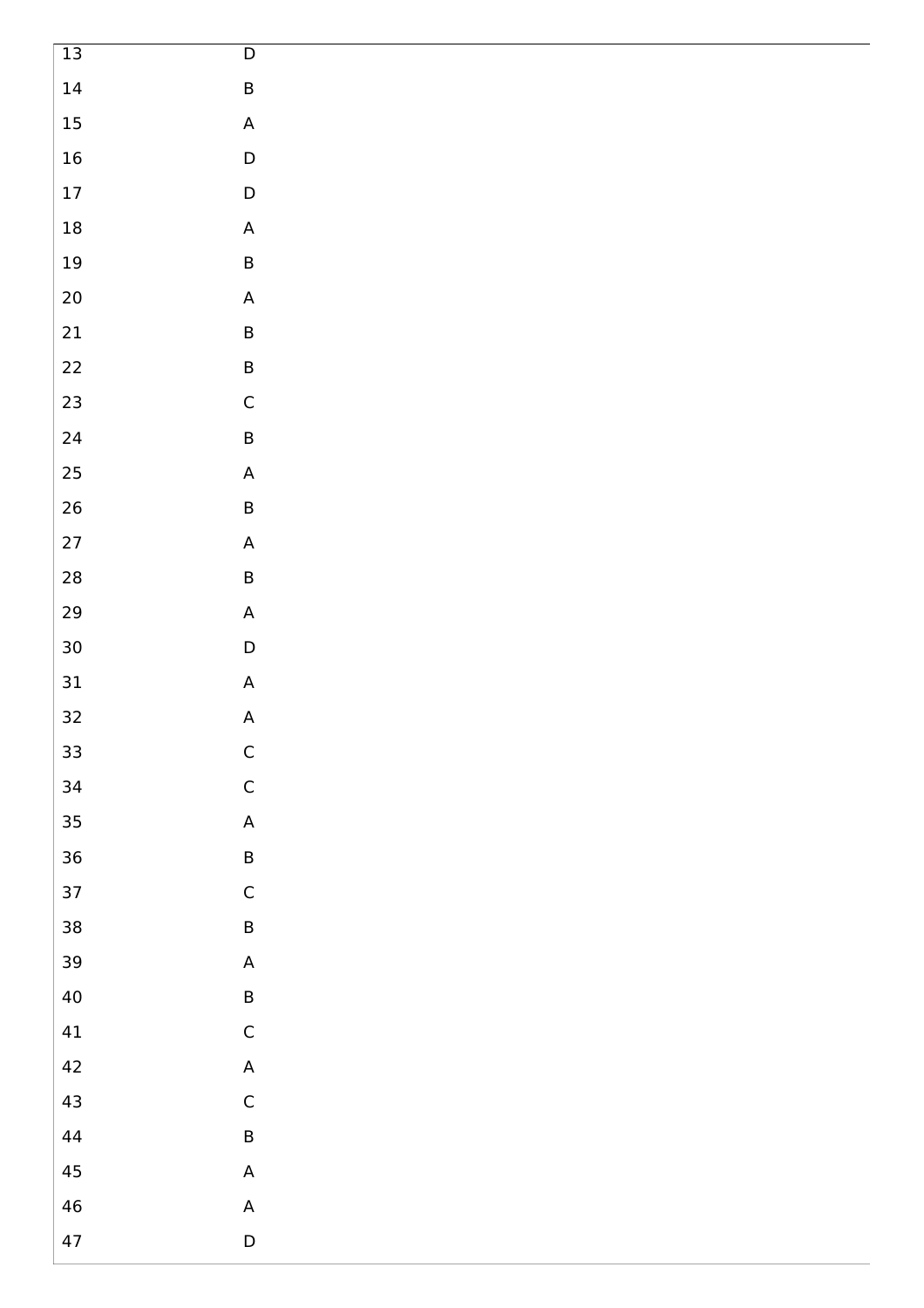| | |
|---|---|
| 13 | D |
| 14 | B |
| 15 | A |
| 16 | D |
| 17 | D |
| 18 | A |
| 19 | B |
| 20 | A |
| 21 | B |
| 22 | B |
| 23 | C |
| 24 | B |
| 25 | A |
| 26 | B |
| 27 | A |
| 28 | B |
| 29 | A |
| 30 | D |
| 31 | A |
| 32 | A |
| 33 | C |
| 34 | C |
| 35 | A |
| 36 | B |
| 37 | C |
| 38 | B |
| 39 | A |
| 40 | B |
| 41 | C |
| 42 | A |
| 43 | C |
| 44 | B |
| 45 | A |
| 46 | A |
| 47 | D |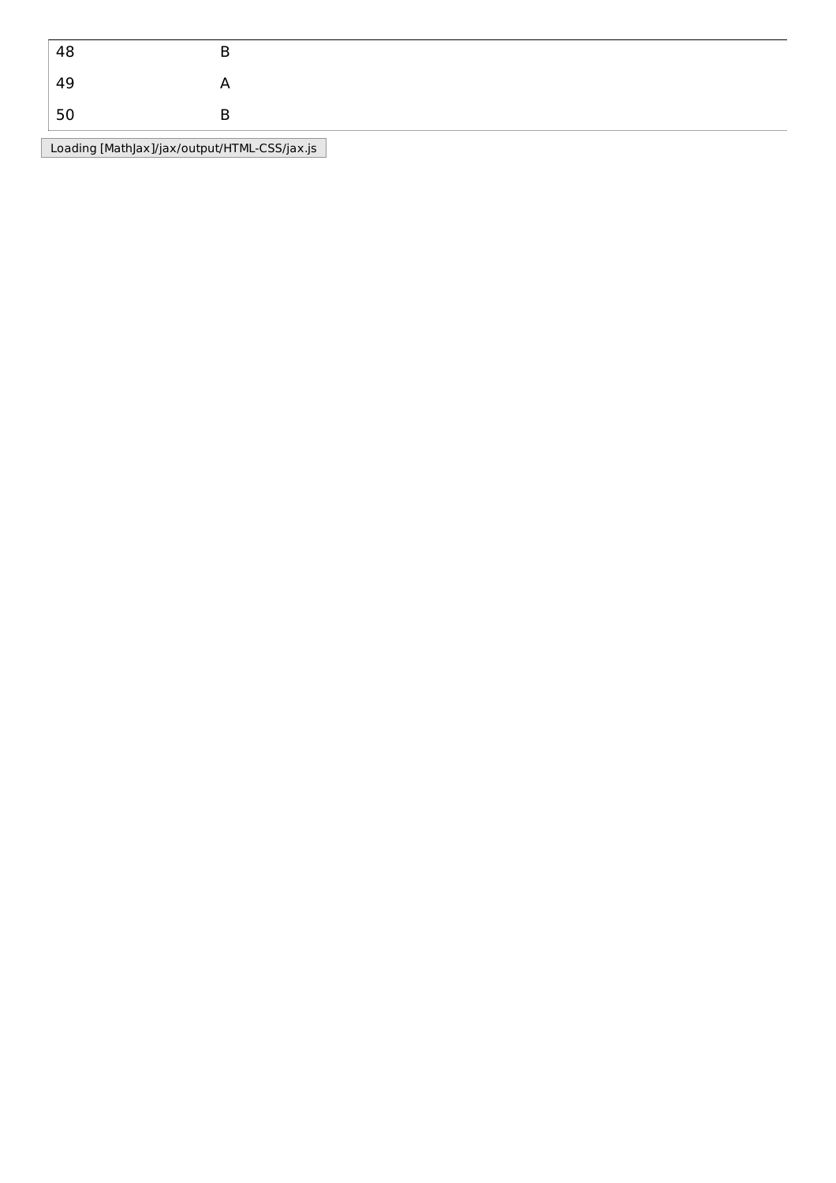| | |
|---|---|
| 48 | B |
| 49 | A |
| 50 | B |

Loading [MathJax]/jax/output/HTML-CSS/jax.js